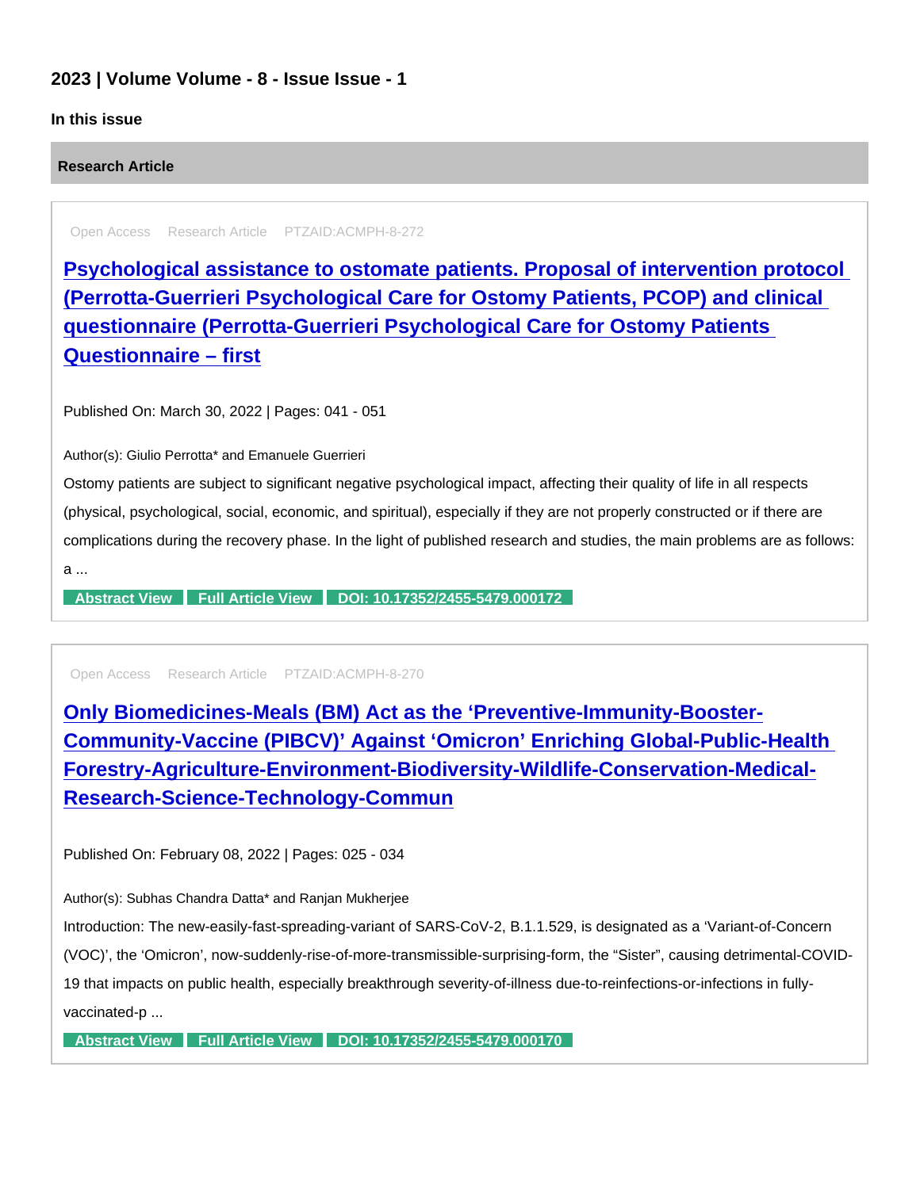## 2023 | Volume Volume - 8 - Issue Issue - 1

**In this issue**

### Research Article

Open Access Research Article PTZAID:ACMPH-8-272

### [Psychological assistance to ostomate patients. Proposal of intervention protocol (Perrotta-Guerrieri Psychological Care for Ostomy Patients, PCOP) and clinical questionnaire (Perrotta-Guerrieri Psychological Care for Ostomy Patients Questionnaire – first]

Published On: March 30, 2022 | Pages: 041 - 051

Author(s): Giulio Perrotta* and Emanuele Guerrieri

Ostomy patients are subject to significant negative psychological impact, affecting their quality of life in all respects (physical, psychological, social, economic, and spiritual), especially if they are not properly constructed or if there are complications during the recovery phase. In the light of published research and studies, the main problems are as follows: a ...

Abstract View | Full Article View | DOI: 10.17352/2455-5479.000172

Open Access Research Article PTZAID:ACMPH-8-270

### [Only Biomedicines-Meals (BM) Act as the 'Preventive-Immunity-Booster-Community-Vaccine (PIBCV)' Against 'Omicron' Enriching Global-Public-Health Forestry-Agriculture-Environment-Biodiversity-Wildlife-Conservation-Medical-Research-Science-Technology-Commun]

Published On: February 08, 2022 | Pages: 025 - 034

Author(s): Subhas Chandra Datta* and Ranjan Mukherjee

Introduction: The new-easily-fast-spreading-variant of SARS-CoV-2, B.1.1.529, is designated as a 'Variant-of-Concern (VOC)', the 'Omicron', now-suddenly-rise-of-more-transmissible-surprising-form, the "Sister", causing detrimental-COVID-19 that impacts on public health, especially breakthrough severity-of-illness due-to-reinfections-or-infections in fully-vaccinated-p ...

Abstract View | Full Article View | DOI: 10.17352/2455-5479.000170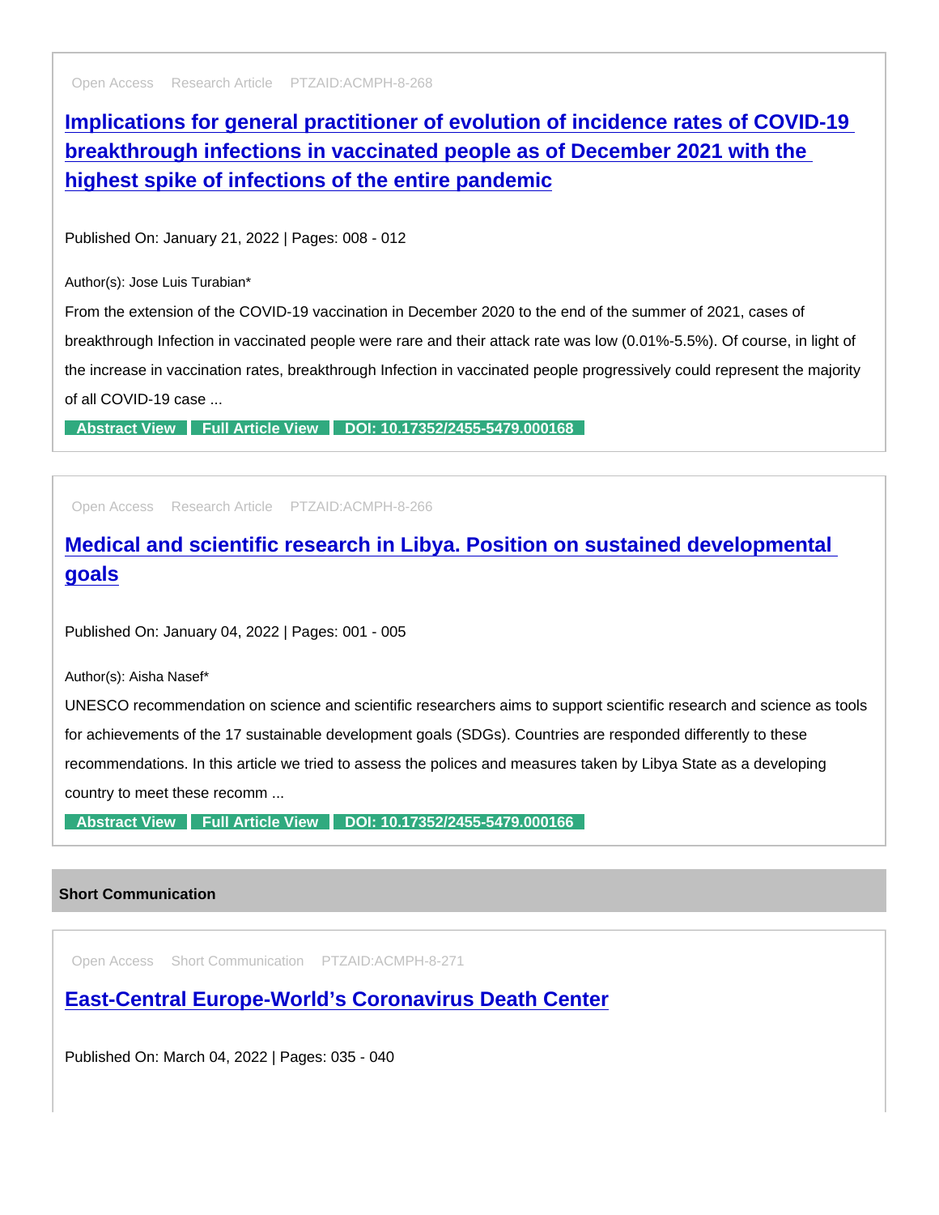Open Access Research Article PTZAID:ACMPH-8-268

## [Implications for general practitioner of evolution of incidence rates of COVID-19 breakthrough infections in vaccinated people as of December 2021 with the highest spike of infections of the entire pandemic]()

Published On: January 21, 2022 | Pages: 008 - 012

Author(s): Jose Luis Turabian*

From the extension of the COVID-19 vaccination in December 2020 to the end of the summer of 2021, cases of breakthrough Infection in vaccinated people were rare and their attack rate was low (0.01%-5.5%). Of course, in light of the increase in vaccination rates, breakthrough Infection in vaccinated people progressively could represent the majority of all COVID-19 case ...

**Abstract View** **Full Article View** **DOI: 10.17352/2455-5479.000168**

---

Open Access Research Article PTZAID:ACMPH-8-266

## [Medical and scientific research in Libya. Position on sustained developmental goals]()

Published On: January 04, 2022 | Pages: 001 - 005

Author(s): Aisha Nasef*

UNESCO recommendation on science and scientific researchers aims to support scientific research and science as tools for achievements of the 17 sustainable development goals (SDGs). Countries are responded differently to these recommendations. In this article we tried to assess the polices and measures taken by Libya State as a developing country to meet these recomm ...

**Abstract View** **Full Article View** **DOI: 10.17352/2455-5479.000166**

---

### Short Communication

Open Access Short Communication PTZAID:ACMPH-8-271

## [East-Central Europe-World’s Coronavirus Death Center]()

Published On: March 04, 2022 | Pages: 035 - 040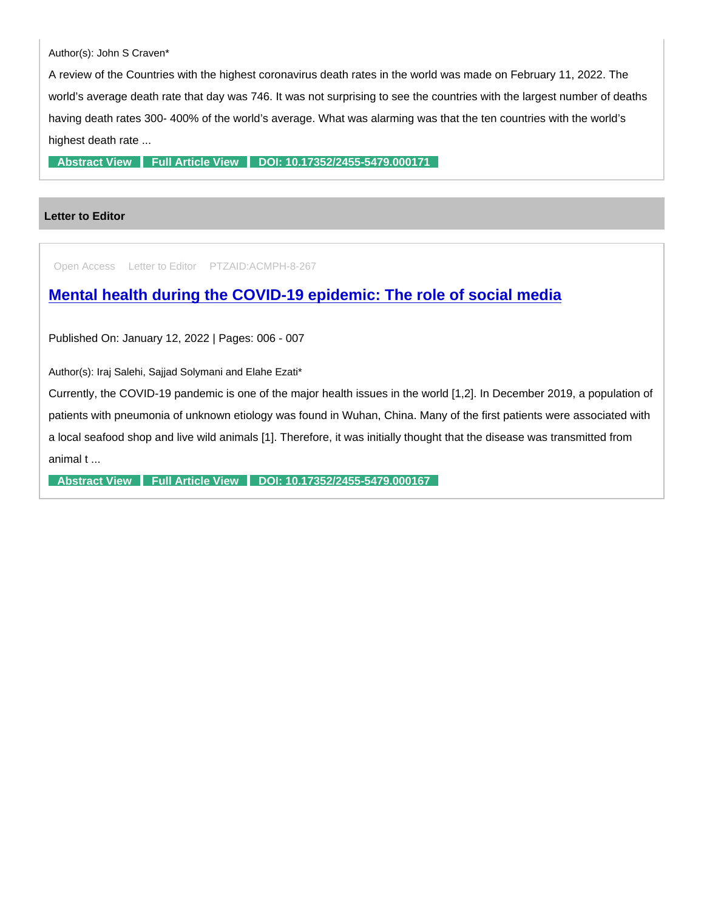Author(s): John S Craven*

A review of the Countries with the highest coronavirus death rates in the world was made on February 11, 2022. The world's average death rate that day was 746. It was not surprising to see the countries with the largest number of deaths having death rates 300- 400% of the world's average. What was alarming was that the ten countries with the world's highest death rate ...

**Abstract View** **Full Article View** **DOI: 10.17352/2455-5479.000171**

## Letter to Editor

Open Access Letter to Editor PTZAID:ACMPH-8-267

### Mental health during the COVID-19 epidemic: The role of social media

Published On: January 12, 2022 | Pages: 006 - 007

Author(s): Iraj Salehi, Sajjad Solymani and Elahe Ezati*

Currently, the COVID-19 pandemic is one of the major health issues in the world [1,2]. In December 2019, a population of patients with pneumonia of unknown etiology was found in Wuhan, China. Many of the first patients were associated with a local seafood shop and live wild animals [1]. Therefore, it was initially thought that the disease was transmitted from animal t ...

**Abstract View** **Full Article View** **DOI: 10.17352/2455-5479.000167**